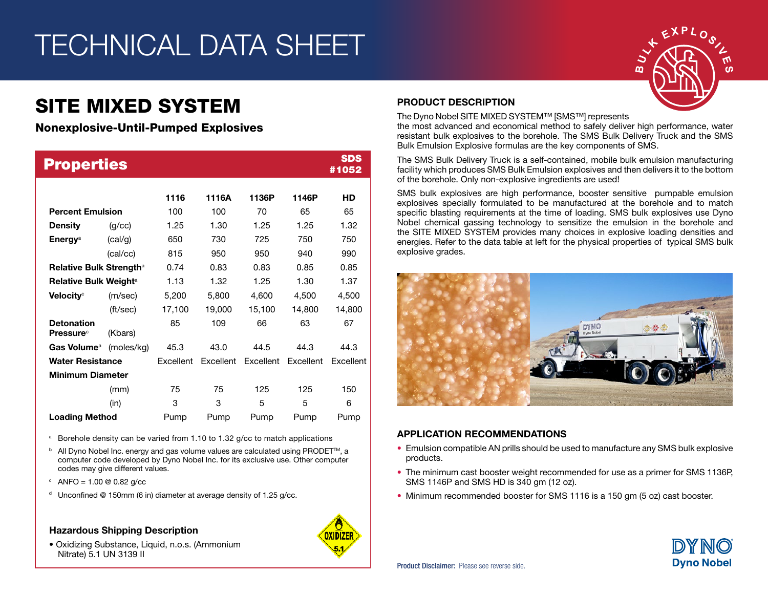# TECHNICAL DATA SHEET

## SITE MIXED SYSTEM

### Nonexplosive-Until-Pumped Explosives

## Properties

SDS #1052

| | | 1116 | 1116A | 1136P | 1146P | HD |
|---|---|---|---|---|---|---|
| **Percent Emulsion** | | 100 | 100 | 70 | 65 | 65 |
| **Density** | (g/cc) | 1.25 | 1.30 | 1.25 | 1.25 | 1.32 |
| **Energy**[a] | (cal/g) | 650 | 730 | 725 | 750 | 750 |
| | (cal/cc) | 815 | 950 | 950 | 940 | 990 |
| **Relative Bulk Strength**[a] | | 0.74 | 0.83 | 0.83 | 0.85 | 0.85 |
| **Relative Bulk Weight**[a] | | 1.13 | 1.32 | 1.25 | 1.30 | 1.37 |
| **Velocity**[c] | (m/sec) | 5,200 | 5,800 | 4,600 | 4,500 | 4,500 |
| | (ft/sec) | 17,100 | 19,000 | 15,100 | 14,800 | 14,800 |
| **Detonation Pressure**[c] | (Kbars) | 85 | 109 | 66 | 63 | 67 |
| **Gas Volume**[a] | (moles/kg) | 45.3 | 43.0 | 44.5 | 44.3 | 44.3 |
| **Water Resistance** | | Excellent | Excellent | Excellent | Excellent | Excellent |
| **Minimum Diameter** | | | | | | |
| | (mm) | 75 | 75 | 125 | 125 | 150 |
| | (in) | 3 | 3 | 5 | 5 | 6 |
| **Loading Method** | | Pump | Pump | Pump | Pump | Pump |

[a] Borehole density can be varied from 1.10 to 1.32 g/cc to match applications

[b] All Dyno Nobel Inc. energy and gas volume values are calculated using PRODET™, a computer code developed by Dyno Nobel Inc. for its exclusive use. Other computer codes may give different values.

[c] ANFO = 1.00 @ 0.82 g/cc

[d] Unconfined @ 150mm (6 in) diameter at average density of 1.25 g/cc.

### Hazardous Shipping Description

- Oxidizing Substance, Liquid, n.o.s. (Ammonium Nitrate) 5.1 UN 3139 II

## PRODUCT DESCRIPTION

The Dyno Nobel SITE MIXED SYSTEM™ [SMS™] represents the most advanced and economical method to safely deliver high performance, water resistant bulk explosives to the borehole. The SMS Bulk Delivery Truck and the SMS Bulk Emulsion Explosive formulas are the key components of SMS.

The SMS Bulk Delivery Truck is a self-contained, mobile bulk emulsion manufacturing facility which produces SMS Bulk Emulsion explosives and then delivers it to the bottom of the borehole. Only non-explosive ingredients are used!

SMS bulk explosives are high performance, booster sensitive pumpable emulsion explosives specially formulated to be manufactured at the borehole and to match specific blasting requirements at the time of loading. SMS bulk explosives use Dyno Nobel chemical gassing technology to sensitize the emulsion in the borehole and the SITE MIXED SYSTEM provides many choices in explosive loading densities and energies. Refer to the data table at left for the physical properties of typical SMS bulk explosive grades.

## APPLICATION RECOMMENDATIONS

- Emulsion compatible AN prills should be used to manufacture any SMS bulk explosive products.
- The minimum cast booster weight recommended for use as a primer for SMS 1136P, SMS 1146P and SMS HD is 340 gm (12 oz).
- Minimum recommended booster for SMS 1116 is a 150 gm (5 oz) cast booster.

**Product Disclaimer:** Please see reverse side.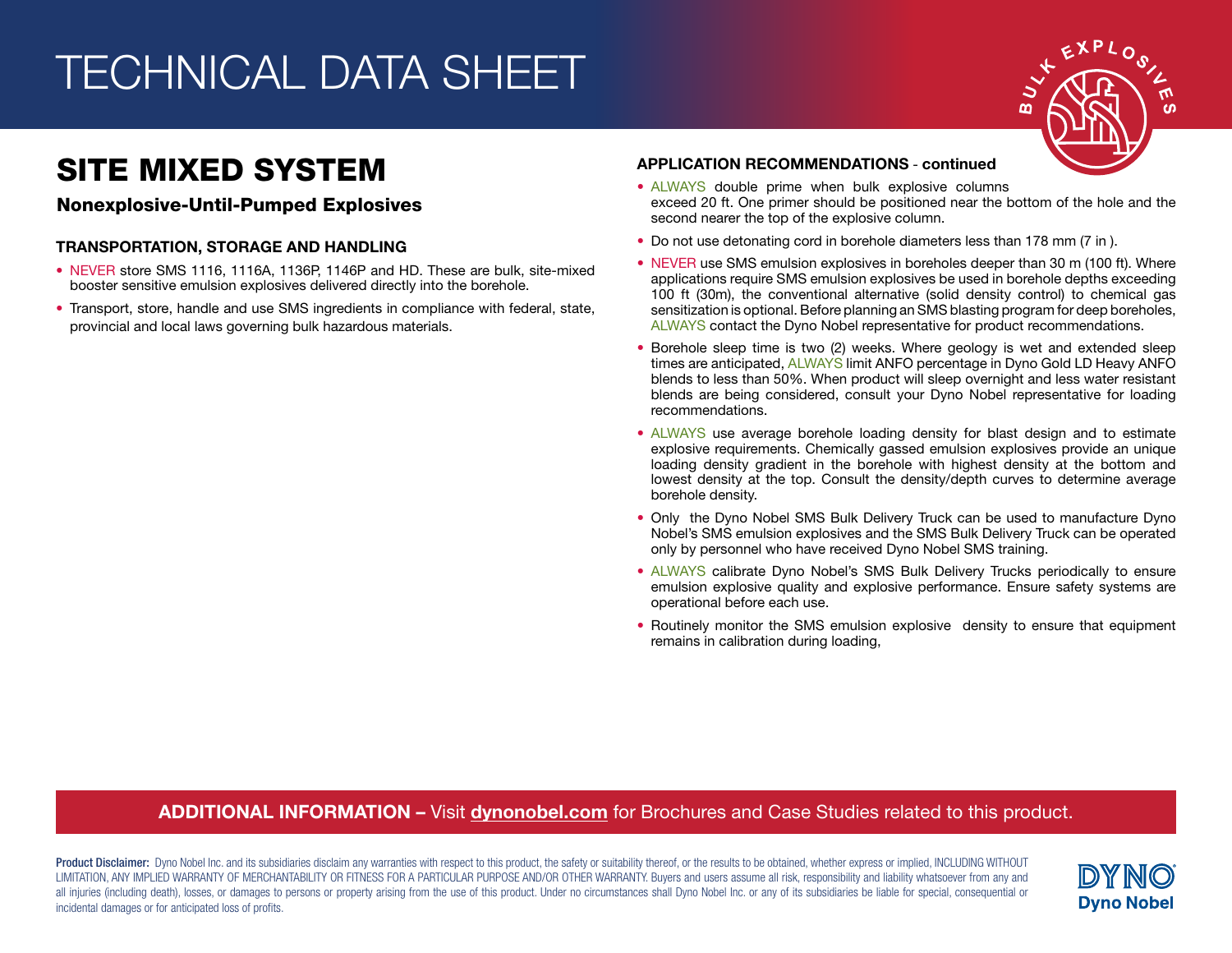# TECHNICAL DATA SHEET

## SITE MIXED SYSTEM

### Nonexplosive-Until-Pumped Explosives

#### TRANSPORTATION, STORAGE AND HANDLING

- NEVER store SMS 1116, 1116A, 1136P, 1146P and HD. These are bulk, site-mixed booster sensitive emulsion explosives delivered directly into the borehole.
- Transport, store, handle and use SMS ingredients in compliance with federal, state, provincial and local laws governing bulk hazardous materials.

#### APPLICATION RECOMMENDATIONS - continued

- ALWAYS double prime when bulk explosive columns exceed 20 ft. One primer should be positioned near the bottom of the hole and the second nearer the top of the explosive column.
- Do not use detonating cord in borehole diameters less than 178 mm (7 in ).
- NEVER use SMS emulsion explosives in boreholes deeper than 30 m (100 ft). Where applications require SMS emulsion explosives be used in borehole depths exceeding 100 ft (30m), the conventional alternative (solid density control) to chemical gas sensitization is optional. Before planning an SMS blasting program for deep boreholes, ALWAYS contact the Dyno Nobel representative for product recommendations.
- Borehole sleep time is two (2) weeks. Where geology is wet and extended sleep times are anticipated, ALWAYS limit ANFO percentage in Dyno Gold LD Heavy ANFO blends to less than 50%. When product will sleep overnight and less water resistant blends are being considered, consult your Dyno Nobel representative for loading recommendations.
- ALWAYS use average borehole loading density for blast design and to estimate explosive requirements. Chemically gassed emulsion explosives provide an unique loading density gradient in the borehole with highest density at the bottom and lowest density at the top. Consult the density/depth curves to determine average borehole density.
- Only the Dyno Nobel SMS Bulk Delivery Truck can be used to manufacture Dyno Nobel's SMS emulsion explosives and the SMS Bulk Delivery Truck can be operated only by personnel who have received Dyno Nobel SMS training.
- ALWAYS calibrate Dyno Nobel's SMS Bulk Delivery Trucks periodically to ensure emulsion explosive quality and explosive performance. Ensure safety systems are operational before each use.
- Routinely monitor the SMS emulsion explosive density to ensure that equipment remains in calibration during loading,

**ADDITIONAL INFORMATION –** Visit **dynonobel.com** for Brochures and Case Studies related to this product.

**Product Disclaimer:** Dyno Nobel Inc. and its subsidiaries disclaim any warranties with respect to this product, the safety or suitability thereof, or the results to be obtained, whether express or implied, INCLUDING WITHOUT LIMITATION, ANY IMPLIED WARRANTY OF MERCHANTABILITY OR FITNESS FOR A PARTICULAR PURPOSE AND/OR OTHER WARRANTY. Buyers and users assume all risk, responsibility and liability whatsoever from any and all injuries (including death), losses, or damages to persons or property arising from the use of this product. Under no circumstances shall Dyno Nobel Inc. or any of its subsidiaries be liable for special, consequential or incidental damages or for anticipated loss of profits.